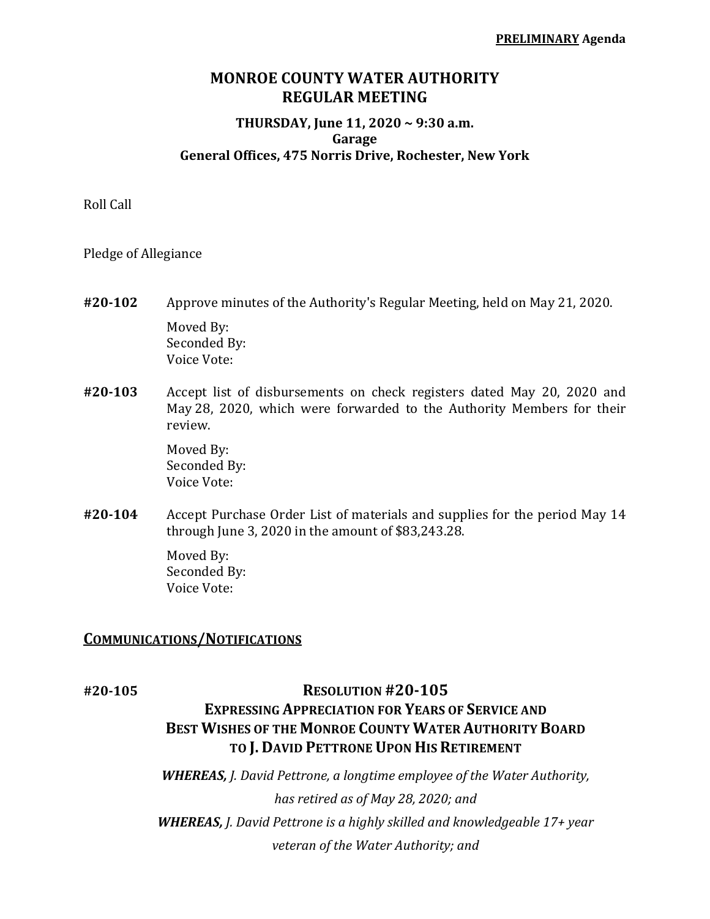**PRELIMINARY Agenda**

# MONROE COUNTY WATER AUTHORITY
# REGULAR MEETING

### THURSDAY, June 11, 2020 ~ 9:30 a.m.
### Garage
### General Offices, 475 Norris Drive, Rochester, New York

Roll Call

Pledge of Allegiance

**#20-102** Approve minutes of the Authority's Regular Meeting, held on May 21, 2020.

Moved By:
Seconded By:
Voice Vote:

**#20-103** Accept list of disbursements on check registers dated May 20, 2020 and May 28, 2020, which were forwarded to the Authority Members for their review.

Moved By:
Seconded By:
Voice Vote:

**#20-104** Accept Purchase Order List of materials and supplies for the period May 14 through June 3, 2020 in the amount of $83,243.28.

Moved By:
Seconded By:
Voice Vote:

## COMMUNICATIONS/NOTIFICATIONS

**#20-105**

### RESOLUTION #20-105
### EXPRESSING APPRECIATION FOR YEARS OF SERVICE AND BEST WISHES OF THE MONROE COUNTY WATER AUTHORITY BOARD TO J. DAVID PETTRONE UPON HIS RETIREMENT

***WHEREAS,*** *J. David Pettrone, a longtime employee of the Water Authority, has retired as of May 28, 2020; and*

***WHEREAS,*** *J. David Pettrone is a highly skilled and knowledgeable 17+ year veteran of the Water Authority; and*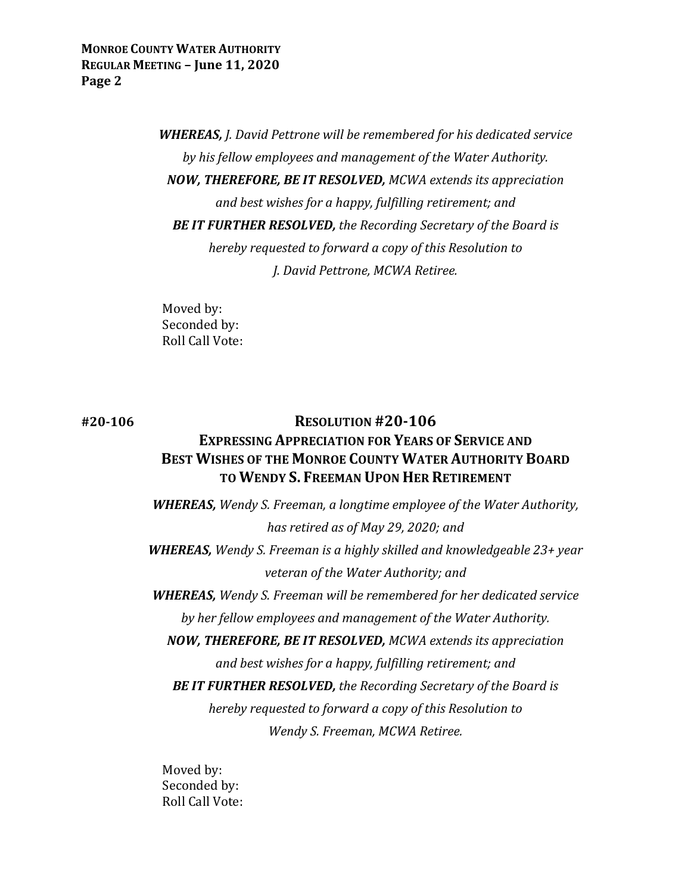***WHEREAS,*** *J. David Pettrone will be remembered for his dedicated service by his fellow employees and management of the Water Authority.*

***NOW, THEREFORE, BE IT RESOLVED,*** *MCWA extends its appreciation and best wishes for a happy, fulfilling retirement; and*

***BE IT FURTHER RESOLVED,*** *the Recording Secretary of the Board is hereby requested to forward a copy of this Resolution to J. David Pettrone, MCWA Retiree.*

Moved by:
Seconded by:
Roll Call Vote:

**#20-106**

## RESOLUTION #20-106

## EXPRESSING APPRECIATION FOR YEARS OF SERVICE AND BEST WISHES OF THE MONROE COUNTY WATER AUTHORITY BOARD TO WENDY S. FREEMAN UPON HER RETIREMENT

***WHEREAS,*** *Wendy S. Freeman, a longtime employee of the Water Authority, has retired as of May 29, 2020; and*

***WHEREAS,*** *Wendy S. Freeman is a highly skilled and knowledgeable 23+ year veteran of the Water Authority; and*

***WHEREAS,*** *Wendy S. Freeman will be remembered for her dedicated service by her fellow employees and management of the Water Authority.*

***NOW, THEREFORE, BE IT RESOLVED,*** *MCWA extends its appreciation and best wishes for a happy, fulfilling retirement; and*

***BE IT FURTHER RESOLVED,*** *the Recording Secretary of the Board is hereby requested to forward a copy of this Resolution to Wendy S. Freeman, MCWA Retiree.*

Moved by:
Seconded by:
Roll Call Vote: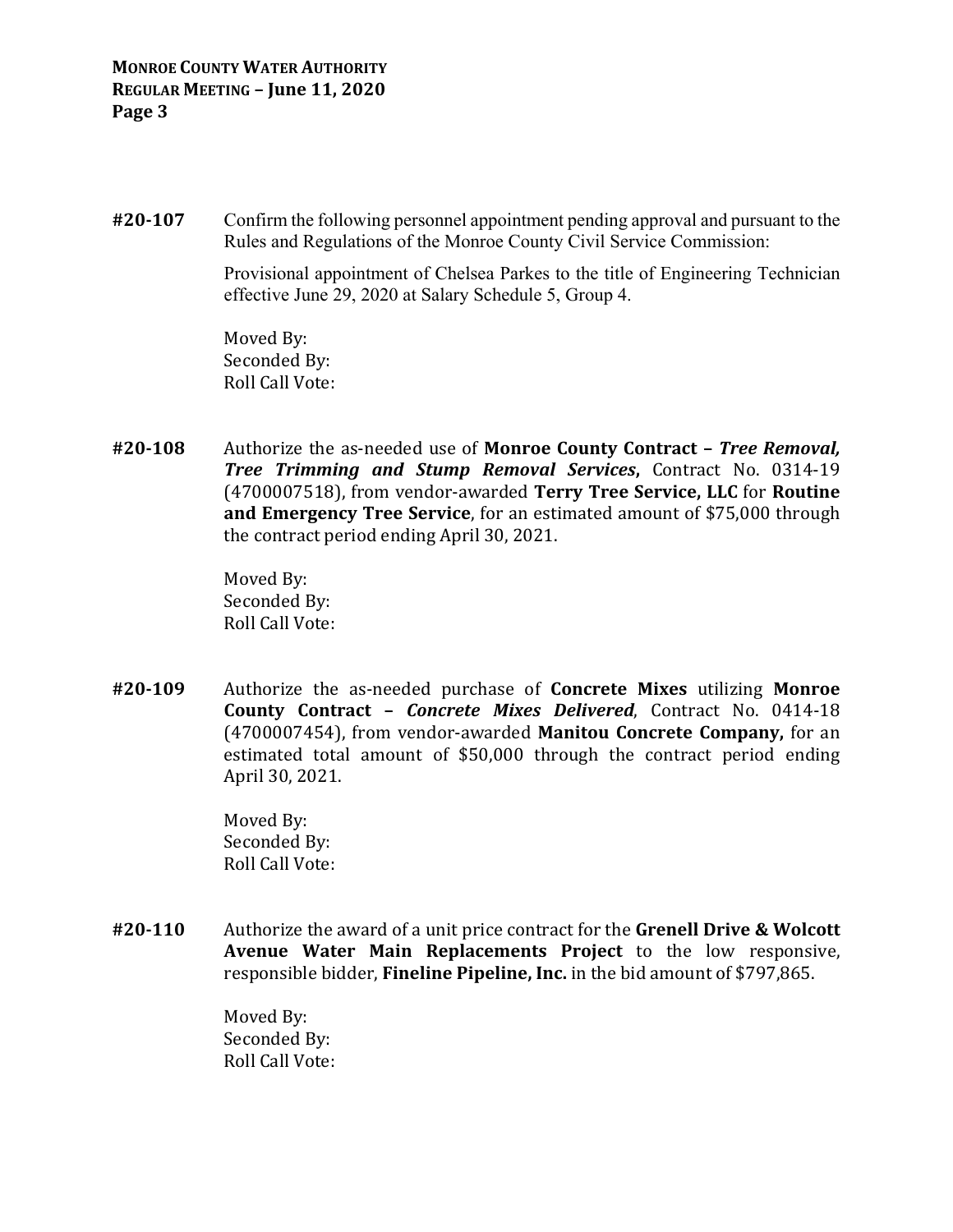**#20-107** Confirm the following personnel appointment pending approval and pursuant to the Rules and Regulations of the Monroe County Civil Service Commission:

Provisional appointment of Chelsea Parkes to the title of Engineering Technician effective June 29, 2020 at Salary Schedule 5, Group 4.

Moved By:
Seconded By:
Roll Call Vote:

**#20-108** Authorize the as-needed use of **Monroe County Contract –** ***Tree Removal, Tree Trimming and Stump Removal Services*****,** Contract No. 0314-19 (4700007518), from vendor-awarded **Terry Tree Service, LLC** for **Routine and Emergency Tree Service**, for an estimated amount of $75,000 through the contract period ending April 30, 2021.

Moved By:
Seconded By:
Roll Call Vote:

**#20-109** Authorize the as-needed purchase of **Concrete Mixes** utilizing **Monroe County Contract –** ***Concrete Mixes Delivered***, Contract No. 0414-18 (4700007454), from vendor-awarded **Manitou Concrete Company,** for an estimated total amount of $50,000 through the contract period ending April 30, 2021.

Moved By:
Seconded By:
Roll Call Vote:

**#20-110** Authorize the award of a unit price contract for the **Grenell Drive & Wolcott Avenue Water Main Replacements Project** to the low responsive, responsible bidder, **Fineline Pipeline, Inc.** in the bid amount of $797,865.

Moved By:
Seconded By:
Roll Call Vote: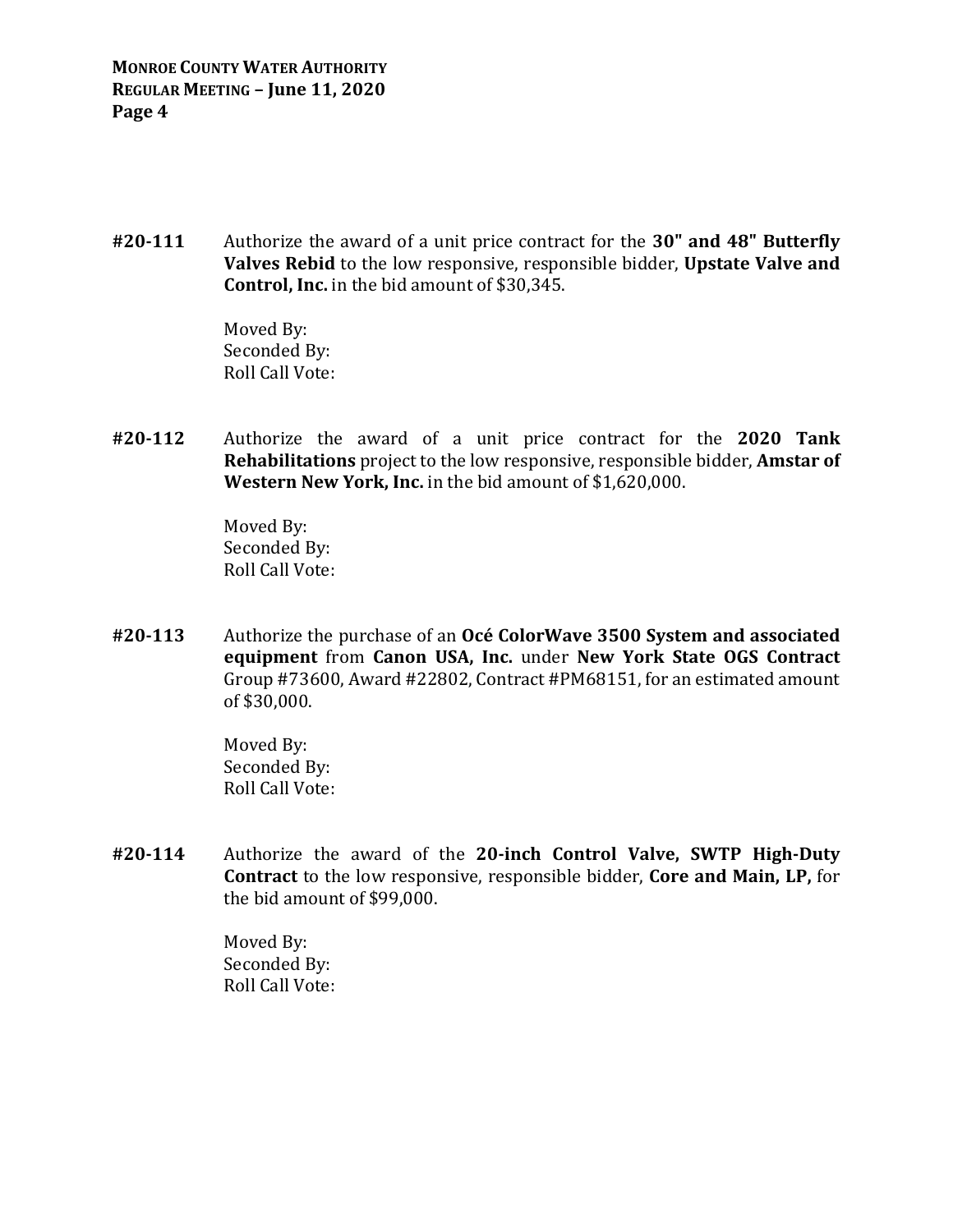**#20-111** Authorize the award of a unit price contract for the **30" and 48" Butterfly Valves Rebid** to the low responsive, responsible bidder, **Upstate Valve and Control, Inc.** in the bid amount of $30,345.

Moved By:
Seconded By:
Roll Call Vote:

**#20-112** Authorize the award of a unit price contract for the **2020 Tank Rehabilitations** project to the low responsive, responsible bidder, **Amstar of Western New York, Inc.** in the bid amount of $1,620,000.

Moved By:
Seconded By:
Roll Call Vote:

**#20-113** Authorize the purchase of an **Océ ColorWave 3500 System and associated equipment** from **Canon USA, Inc.** under **New York State OGS Contract** Group #73600, Award #22802, Contract #PM68151, for an estimated amount of $30,000.

Moved By:
Seconded By:
Roll Call Vote:

**#20-114** Authorize the award of the **20-inch Control Valve, SWTP High-Duty Contract** to the low responsive, responsible bidder, **Core and Main, LP,** for the bid amount of $99,000.

Moved By:
Seconded By:
Roll Call Vote: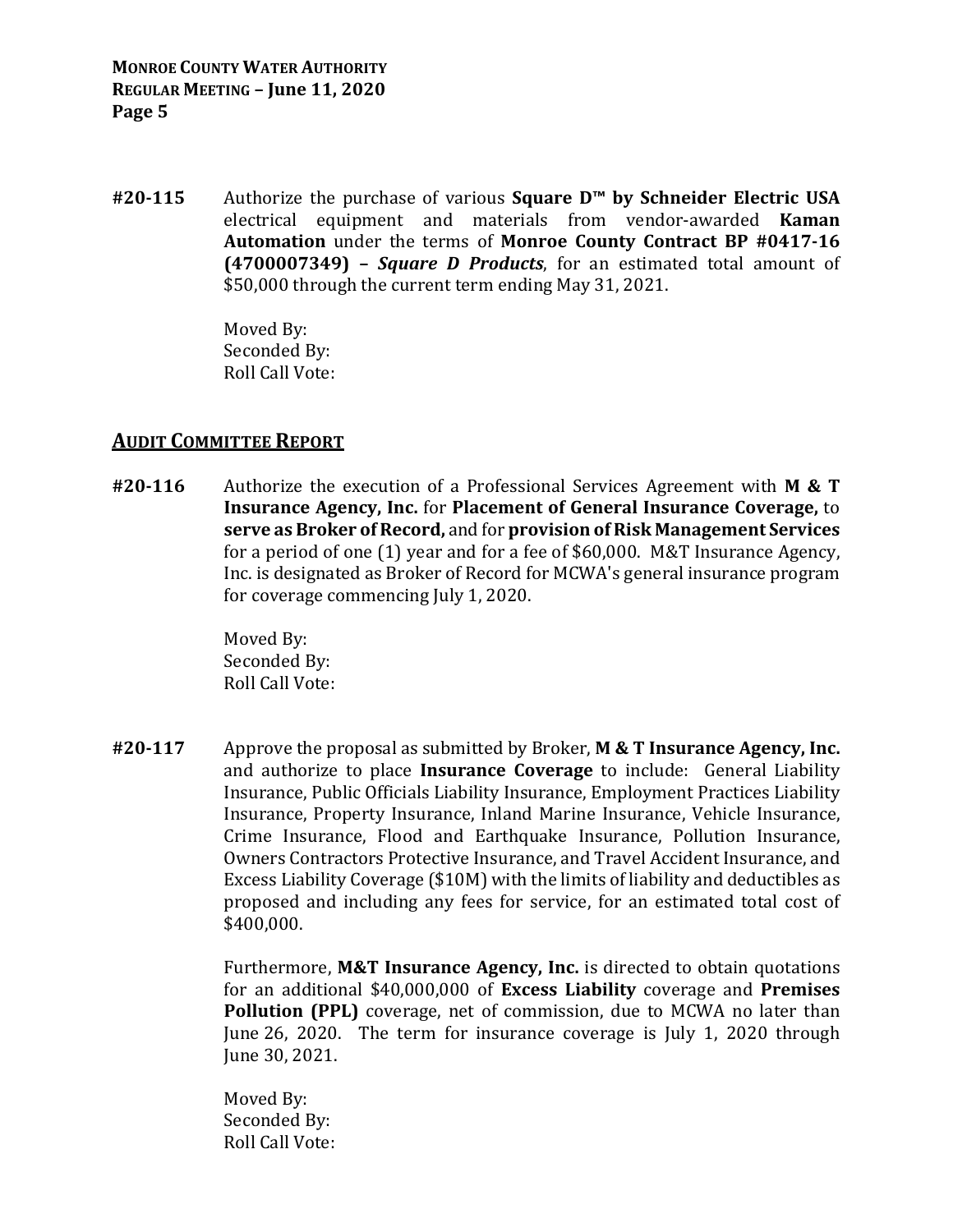**#20-115** Authorize the purchase of various **Square D™ by Schneider Electric USA** electrical equipment and materials from vendor-awarded **Kaman Automation** under the terms of **Monroe County Contract BP #0417-16 (4700007349) –** ***Square D Products***, for an estimated total amount of $50,000 through the current term ending May 31, 2021.

Moved By:
Seconded By:
Roll Call Vote:

## AUDIT COMMITTEE REPORT

**#20-116** Authorize the execution of a Professional Services Agreement with **M & T Insurance Agency, Inc.** for **Placement of General Insurance Coverage,** to **serve as Broker of Record,** and for **provision of Risk Management Services** for a period of one (1) year and for a fee of $60,000. M&T Insurance Agency, Inc. is designated as Broker of Record for MCWA's general insurance program for coverage commencing July 1, 2020.

Moved By:
Seconded By:
Roll Call Vote:

**#20-117** Approve the proposal as submitted by Broker, **M & T Insurance Agency, Inc.** and authorize to place **Insurance Coverage** to include: General Liability Insurance, Public Officials Liability Insurance, Employment Practices Liability Insurance, Property Insurance, Inland Marine Insurance, Vehicle Insurance, Crime Insurance, Flood and Earthquake Insurance, Pollution Insurance, Owners Contractors Protective Insurance, and Travel Accident Insurance, and Excess Liability Coverage ($10M) with the limits of liability and deductibles as proposed and including any fees for service, for an estimated total cost of $400,000.

Furthermore, **M&T Insurance Agency, Inc.** is directed to obtain quotations for an additional $40,000,000 of **Excess Liability** coverage and **Premises Pollution (PPL)** coverage, net of commission, due to MCWA no later than June 26, 2020. The term for insurance coverage is July 1, 2020 through June 30, 2021.

Moved By:
Seconded By:
Roll Call Vote: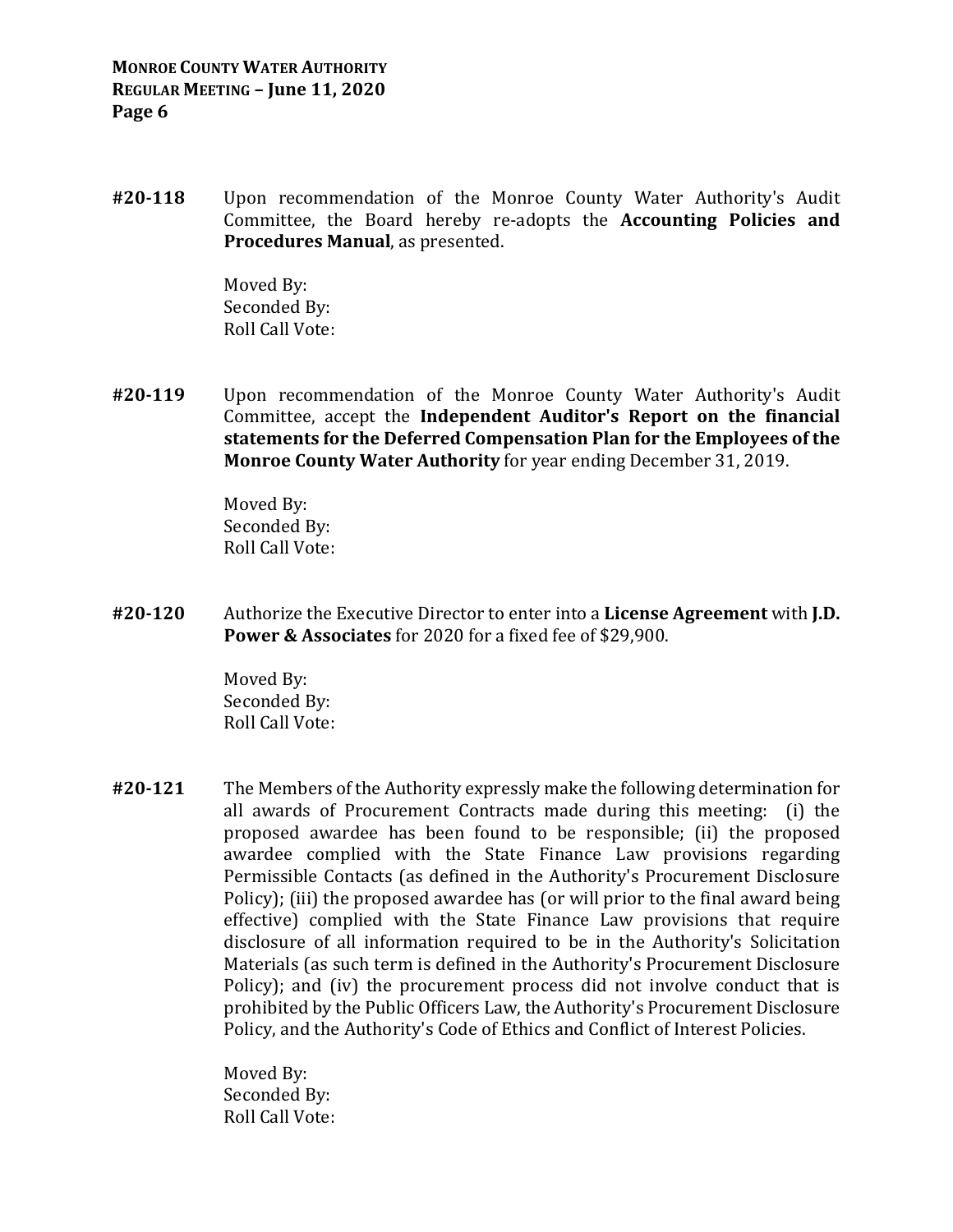**#20-118** Upon recommendation of the Monroe County Water Authority's Audit Committee, the Board hereby re-adopts the **Accounting Policies and Procedures Manual**, as presented.

Moved By:
Seconded By:
Roll Call Vote:

**#20-119** Upon recommendation of the Monroe County Water Authority's Audit Committee, accept the **Independent Auditor's Report on the financial statements for the Deferred Compensation Plan for the Employees of the Monroe County Water Authority** for year ending December 31, 2019.

Moved By:
Seconded By:
Roll Call Vote:

**#20-120** Authorize the Executive Director to enter into a **License Agreement** with **J.D. Power & Associates** for 2020 for a fixed fee of $29,900.

Moved By:
Seconded By:
Roll Call Vote:

**#20-121** The Members of the Authority expressly make the following determination for all awards of Procurement Contracts made during this meeting: (i) the proposed awardee has been found to be responsible; (ii) the proposed awardee complied with the State Finance Law provisions regarding Permissible Contacts (as defined in the Authority's Procurement Disclosure Policy); (iii) the proposed awardee has (or will prior to the final award being effective) complied with the State Finance Law provisions that require disclosure of all information required to be in the Authority's Solicitation Materials (as such term is defined in the Authority's Procurement Disclosure Policy); and (iv) the procurement process did not involve conduct that is prohibited by the Public Officers Law, the Authority's Procurement Disclosure Policy, and the Authority's Code of Ethics and Conflict of Interest Policies.

Moved By:
Seconded By:
Roll Call Vote: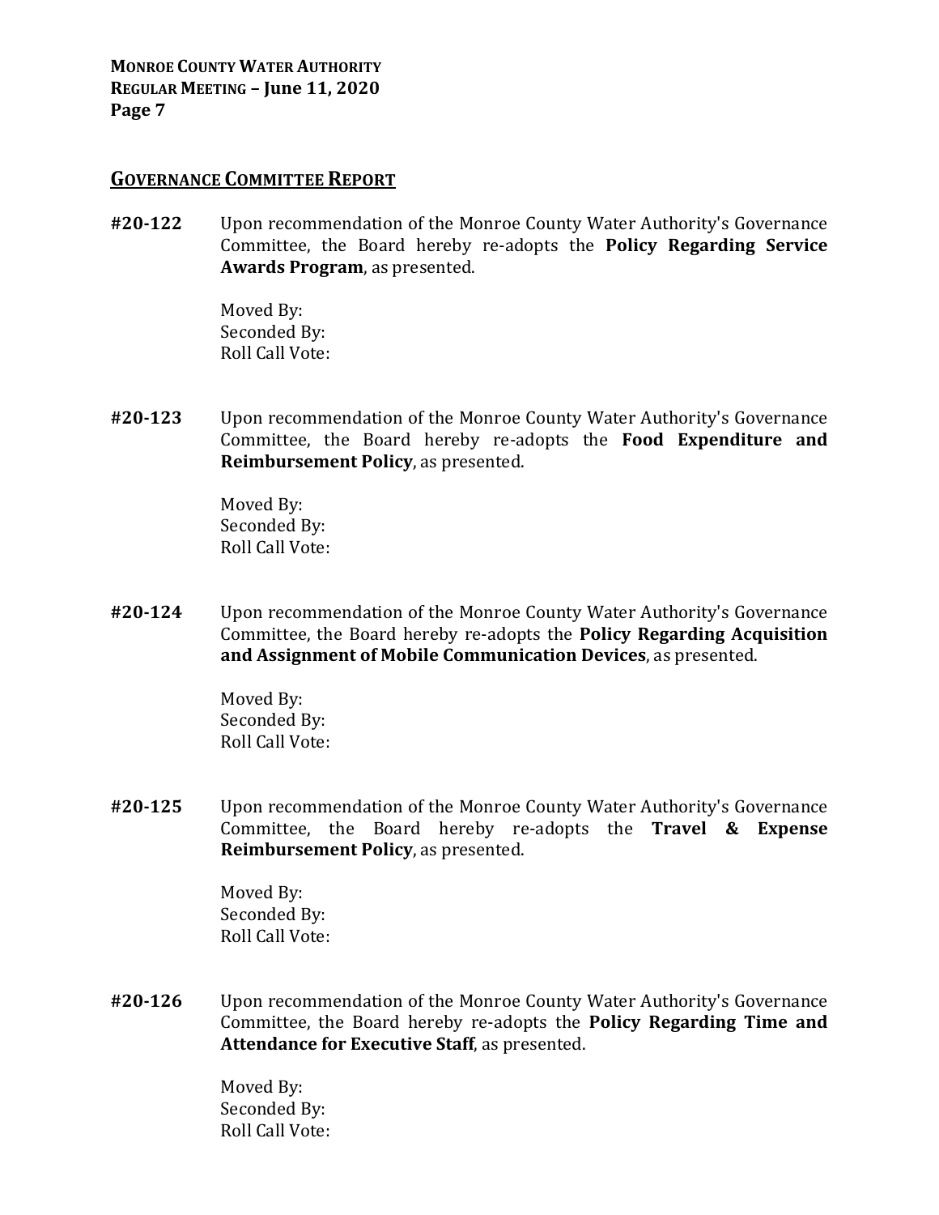## GOVERNANCE COMMITTEE REPORT

**#20-122** Upon recommendation of the Monroe County Water Authority's Governance Committee, the Board hereby re-adopts the **Policy Regarding Service Awards Program**, as presented.

Moved By:
Seconded By:
Roll Call Vote:

**#20-123** Upon recommendation of the Monroe County Water Authority's Governance Committee, the Board hereby re-adopts the **Food Expenditure and Reimbursement Policy**, as presented.

Moved By:
Seconded By:
Roll Call Vote:

**#20-124** Upon recommendation of the Monroe County Water Authority's Governance Committee, the Board hereby re-adopts the **Policy Regarding Acquisition and Assignment of Mobile Communication Devices**, as presented.

Moved By:
Seconded By:
Roll Call Vote:

**#20-125** Upon recommendation of the Monroe County Water Authority's Governance Committee, the Board hereby re-adopts the **Travel & Expense Reimbursement Policy**, as presented.

Moved By:
Seconded By:
Roll Call Vote:

**#20-126** Upon recommendation of the Monroe County Water Authority's Governance Committee, the Board hereby re-adopts the **Policy Regarding Time and Attendance for Executive Staff**, as presented.

Moved By:
Seconded By:
Roll Call Vote: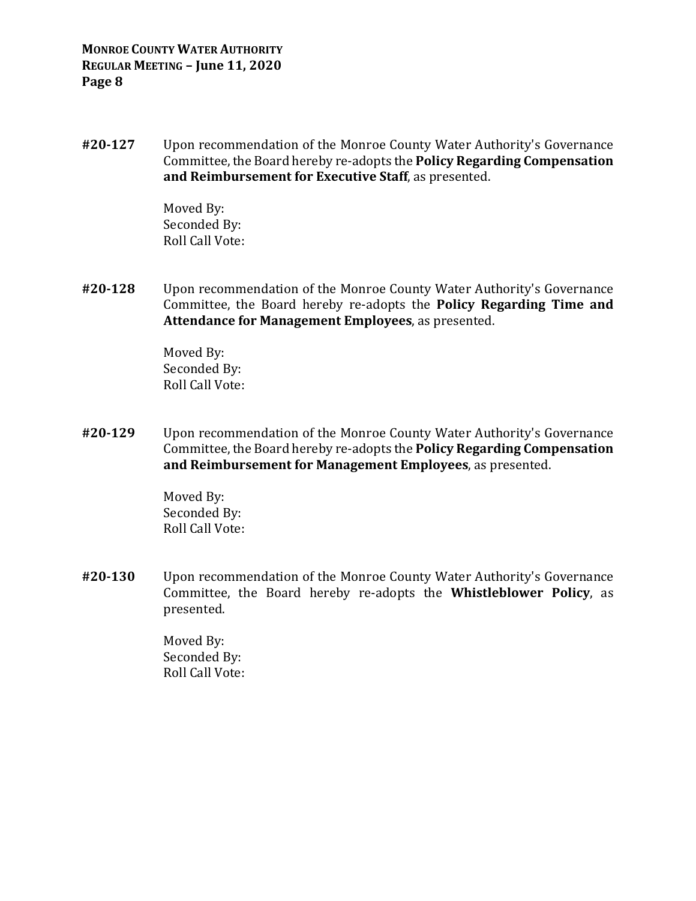**#20-127** Upon recommendation of the Monroe County Water Authority's Governance Committee, the Board hereby re-adopts the **Policy Regarding Compensation and Reimbursement for Executive Staff**, as presented.

Moved By:
Seconded By:
Roll Call Vote:

**#20-128** Upon recommendation of the Monroe County Water Authority's Governance Committee, the Board hereby re-adopts the **Policy Regarding Time and Attendance for Management Employees**, as presented.

Moved By:
Seconded By:
Roll Call Vote:

**#20-129** Upon recommendation of the Monroe County Water Authority's Governance Committee, the Board hereby re-adopts the **Policy Regarding Compensation and Reimbursement for Management Employees**, as presented.

Moved By:
Seconded By:
Roll Call Vote:

**#20-130** Upon recommendation of the Monroe County Water Authority's Governance Committee, the Board hereby re-adopts the **Whistleblower Policy**, as presented.

Moved By:
Seconded By:
Roll Call Vote: